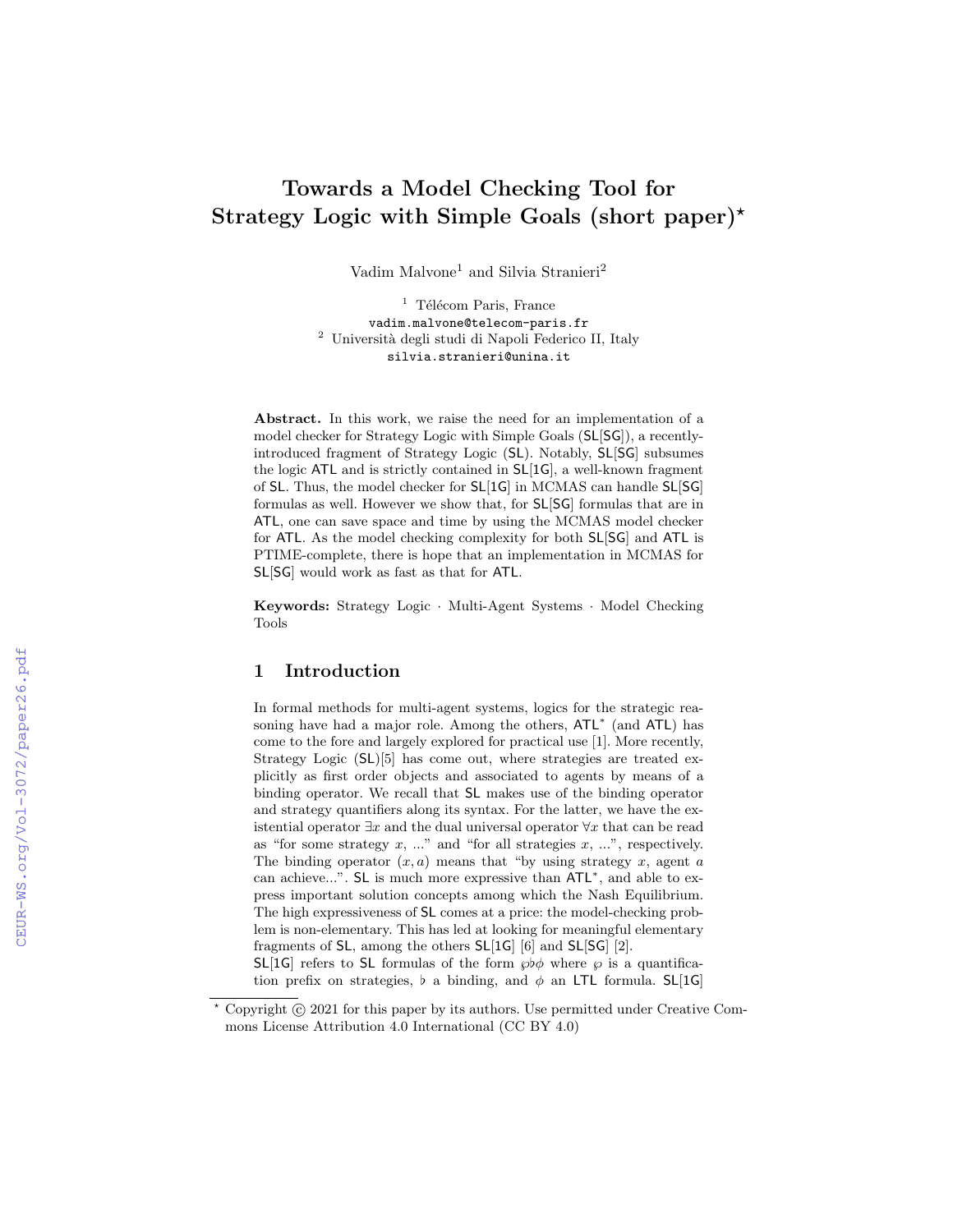# Towards a Model Checking Tool for Strategy Logic with Simple Goals (short paper)*

Vadim Malvone[1] and Silvia Stranieri[2]

[1] Télécom Paris, France
vadim.malvone@telecom-paris.fr
[2] Università degli studi di Napoli Federico II, Italy
silvia.stranieri@unina.it

**Abstract.** In this work, we raise the need for an implementation of a model checker for Strategy Logic with Simple Goals (SL[SG]), a recently-introduced fragment of Strategy Logic (SL). Notably, SL[SG] subsumes the logic ATL and is strictly contained in SL[1G], a well-known fragment of SL. Thus, the model checker for SL[1G] in MCMAS can handle SL[SG] formulas as well. However we show that, for SL[SG] formulas that are in ATL, one can save space and time by using the MCMAS model checker for ATL. As the model checking complexity for both SL[SG] and ATL is PTIME-complete, there is hope that an implementation in MCMAS for SL[SG] would work as fast as that for ATL.

**Keywords:** Strategy Logic · Multi-Agent Systems · Model Checking Tools

## 1 Introduction

In formal methods for multi-agent systems, logics for the strategic reasoning have had a major role. Among the others, ATL$^*$ (and ATL) has come to the fore and largely explored for practical use [1]. More recently, Strategy Logic (SL)[5] has come out, where strategies are treated explicitly as first order objects and associated to agents by means of a binding operator. We recall that SL makes use of the binding operator and strategy quantifiers along its syntax. For the latter, we have the existential operator $\exists x$ and the dual universal operator $\forall x$ that can be read as "for some strategy $x$, ..." and "for all strategies $x$, ...", respectively. The binding operator $(x, a)$ means that "by using strategy $x$, agent $a$ can achieve...". SL is much more expressive than ATL$^*$, and able to express important solution concepts among which the Nash Equilibrium. The high expressiveness of SL comes at a price: the model-checking problem is non-elementary. This has led at looking for meaningful elementary fragments of SL, among the others SL[1G] [6] and SL[SG] [2].

SL[1G] refers to SL formulas of the form $\wp\flat\phi$ where $\wp$ is a quantification prefix on strategies, $\flat$ a binding, and $\phi$ an LTL formula. SL[1G]

* Copyright © 2021 for this paper by its authors. Use permitted under Creative Commons License Attribution 4.0 International (CC BY 4.0)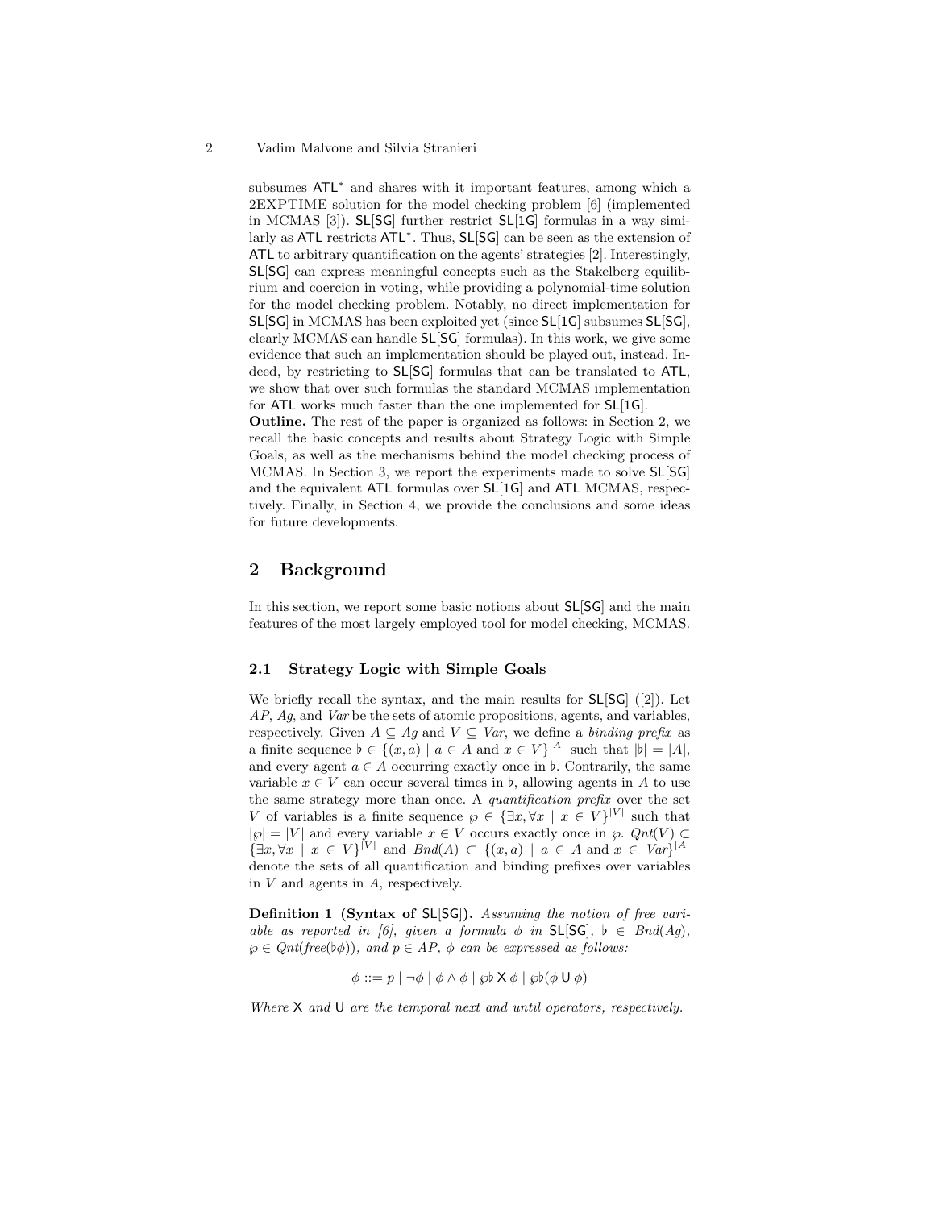subsumes $\mathsf{ATL}^*$ and shares with it important features, among which a 2EXPTIME solution for the model checking problem [6] (implemented in MCMAS [3]). $\mathsf{SL[SG]}$ further restrict $\mathsf{SL[1G]}$ formulas in a way similarly as $\mathsf{ATL}$ restricts $\mathsf{ATL}^*$. Thus, $\mathsf{SL[SG]}$ can be seen as the extension of $\mathsf{ATL}$ to arbitrary quantification on the agents' strategies [2]. Interestingly, $\mathsf{SL[SG]}$ can express meaningful concepts such as the Stakelberg equilibrium and coercion in voting, while providing a polynomial-time solution for the model checking problem. Notably, no direct implementation for $\mathsf{SL[SG]}$ in MCMAS has been exploited yet (since $\mathsf{SL[1G]}$ subsumes $\mathsf{SL[SG]}$, clearly MCMAS can handle $\mathsf{SL[SG]}$ formulas). In this work, we give some evidence that such an implementation should be played out, instead. Indeed, by restricting to $\mathsf{SL[SG]}$ formulas that can be translated to $\mathsf{ATL}$, we show that over such formulas the standard MCMAS implementation for $\mathsf{ATL}$ works much faster than the one implemented for $\mathsf{SL[1G]}$.

**Outline.** The rest of the paper is organized as follows: in Section 2, we recall the basic concepts and results about Strategy Logic with Simple Goals, as well as the mechanisms behind the model checking process of MCMAS. In Section 3, we report the experiments made to solve $\mathsf{SL[SG]}$ and the equivalent $\mathsf{ATL}$ formulas over $\mathsf{SL[1G]}$ and $\mathsf{ATL}$ MCMAS, respectively. Finally, in Section 4, we provide the conclusions and some ideas for future developments.

## 2 Background

In this section, we report some basic notions about $\mathsf{SL[SG]}$ and the main features of the most largely employed tool for model checking, MCMAS.

### 2.1 Strategy Logic with Simple Goals

We briefly recall the syntax, and the main results for $\mathsf{SL[SG]}$ ([2]). Let $AP$, $Ag$, and $Var$ be the sets of atomic propositions, agents, and variables, respectively. Given $A \subseteq Ag$ and $V \subseteq Var$, we define a *binding prefix* as a finite sequence $\flat \in \{(x, a) \mid a \in A \text{ and } x \in V\}^{|A|}$ such that $|\flat| = |A|$, and every agent $a \in A$ occurring exactly once in $\flat$. Contrarily, the same variable $x \in V$ can occur several times in $\flat$, allowing agents in $A$ to use the same strategy more than once. A *quantification prefix* over the set $V$ of variables is a finite sequence $\wp \in \{\exists x, \forall x \mid x \in V\}^{|V|}$ such that $|\wp| = |V|$ and every variable $x \in V$ occurs exactly once in $\wp$. $Qnt(V) \subset \{\exists x, \forall x \mid x \in V\}^{|V|}$ and $Bnd(A) \subset \{(x, a) \mid a \in A \text{ and } x \in Var\}^{|A|}$ denote the sets of all quantification and binding prefixes over variables in $V$ and agents in $A$, respectively.

**Definition 1 (Syntax of $\mathsf{SL[SG]}$).** *Assuming the notion of free variable as reported in [6], given a formula $\phi$ in $\mathsf{SL[SG]}$, $\flat \in Bnd(Ag)$, $\wp \in Qnt(free(\flat\phi))$, and $p \in AP$, $\phi$ can be expressed as follows:*

$$\phi ::= p \mid \neg\phi \mid \phi \wedge \phi \mid \wp\flat\, \mathsf{X}\, \phi \mid \wp\flat(\phi\, \mathsf{U}\, \phi)$$

*Where $\mathsf{X}$ and $\mathsf{U}$ are the temporal next and until operators, respectively.*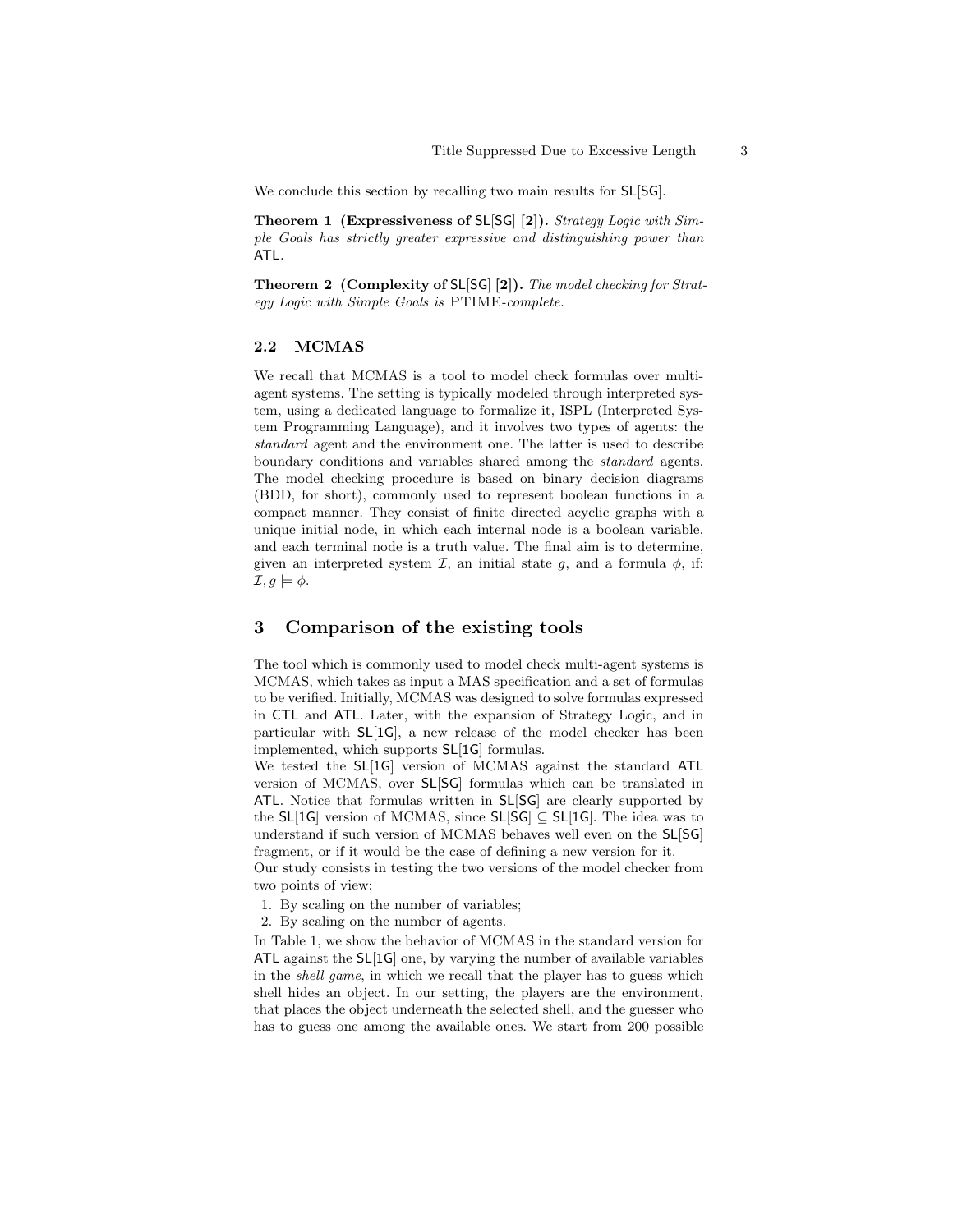We conclude this section by recalling two main results for SL[SG].

**Theorem 1 (Expressiveness of SL[SG] [2]).** *Strategy Logic with Simple Goals has strictly greater expressive and distinguishing power than* ATL.

**Theorem 2 (Complexity of SL[SG] [2]).** *The model checking for Strategy Logic with Simple Goals is* PTIME*-complete.*

### 2.2 MCMAS

We recall that MCMAS is a tool to model check formulas over multi-agent systems. The setting is typically modeled through interpreted system, using a dedicated language to formalize it, ISPL (Interpreted System Programming Language), and it involves two types of agents: the *standard* agent and the environment one. The latter is used to describe boundary conditions and variables shared among the *standard* agents. The model checking procedure is based on binary decision diagrams (BDD, for short), commonly used to represent boolean functions in a compact manner. They consist of finite directed acyclic graphs with a unique initial node, in which each internal node is a boolean variable, and each terminal node is a truth value. The final aim is to determine, given an interpreted system $\mathcal{I}$, an initial state $g$, and a formula $\phi$, if: $\mathcal{I}, g \models \phi$.

## 3 Comparison of the existing tools

The tool which is commonly used to model check multi-agent systems is MCMAS, which takes as input a MAS specification and a set of formulas to be verified. Initially, MCMAS was designed to solve formulas expressed in CTL and ATL. Later, with the expansion of Strategy Logic, and in particular with SL[1G], a new release of the model checker has been implemented, which supports SL[1G] formulas.

We tested the SL[1G] version of MCMAS against the standard ATL version of MCMAS, over SL[SG] formulas which can be translated in ATL. Notice that formulas written in SL[SG] are clearly supported by the SL[1G] version of MCMAS, since SL[SG] $\subseteq$ SL[1G]. The idea was to understand if such version of MCMAS behaves well even on the SL[SG] fragment, or if it would be the case of defining a new version for it.

Our study consists in testing the two versions of the model checker from two points of view:

1. By scaling on the number of variables;
2. By scaling on the number of agents.

In Table 1, we show the behavior of MCMAS in the standard version for ATL against the SL[1G] one, by varying the number of available variables in the *shell game*, in which we recall that the player has to guess which shell hides an object. In our setting, the players are the environment, that places the object underneath the selected shell, and the guesser who has to guess one among the available ones. We start from 200 possible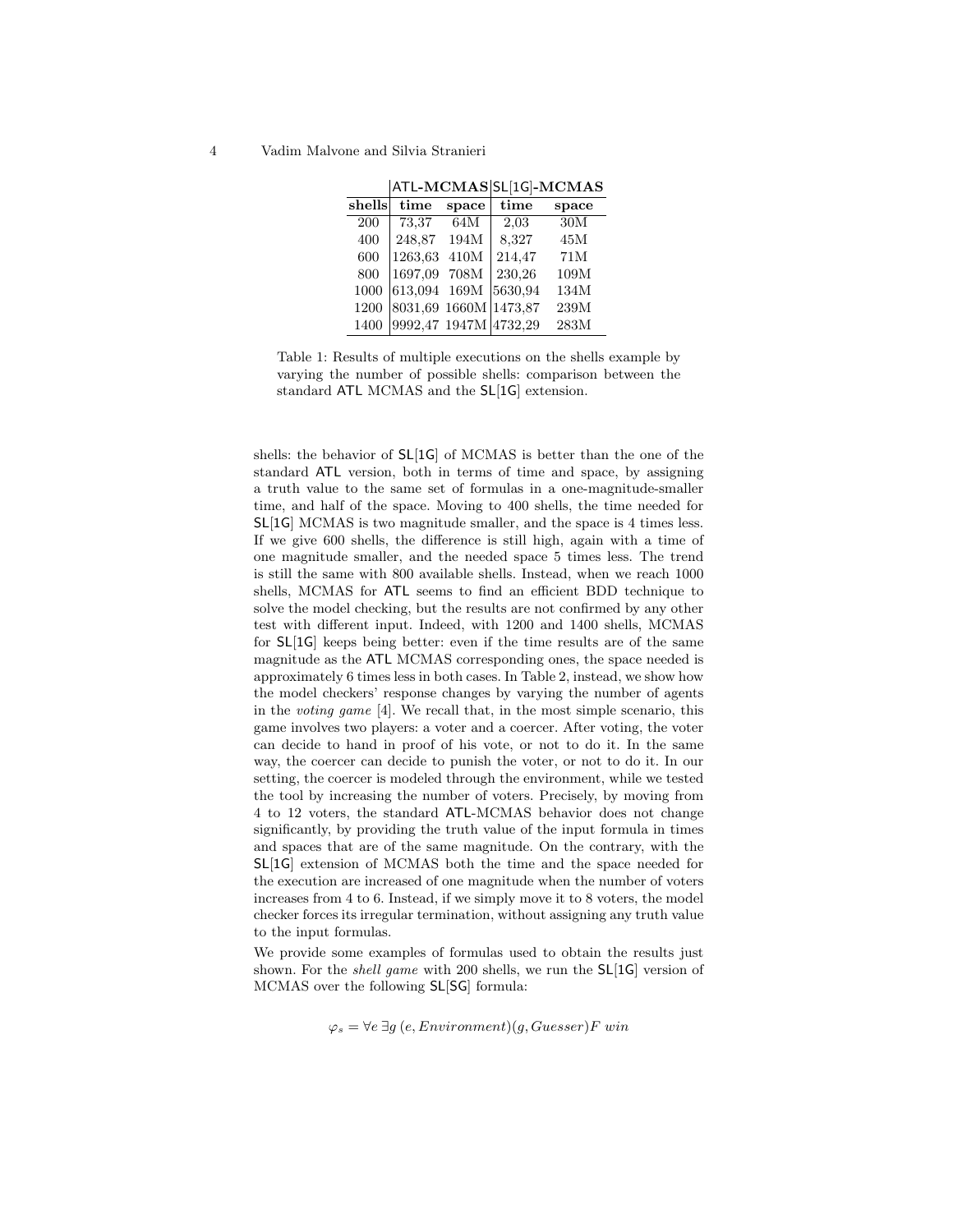| | ATL-MCMAS | | SL[1G]-MCMAS | |
|---|---|---|---|---|
| **shells** | **time** | **space** | **time** | **space** |
| 200 | 73,37 | 64M | 2,03 | 30M |
| 400 | 248,87 | 194M | 8,327 | 45M |
| 600 | 1263,63 | 410M | 214,47 | 71M |
| 800 | 1697,09 | 708M | 230,26 | 109M |
| 1000 | 613,094 | 169M | 5630,94 | 134M |
| 1200 | 8031,69 | 1660M | 1473,87 | 239M |
| 1400 | 9992,47 | 1947M | 4732,29 | 283M |

Table 1: Results of multiple executions on the shells example by varying the number of possible shells: comparison between the standard ATL MCMAS and the SL[1G] extension.

shells: the behavior of SL[1G] of MCMAS is better than the one of the standard ATL version, both in terms of time and space, by assigning a truth value to the same set of formulas in a one-magnitude-smaller time, and half of the space. Moving to 400 shells, the time needed for SL[1G] MCMAS is two magnitude smaller, and the space is 4 times less. If we give 600 shells, the difference is still high, again with a time of one magnitude smaller, and the needed space 5 times less. The trend is still the same with 800 available shells. Instead, when we reach 1000 shells, MCMAS for ATL seems to find an efficient BDD technique to solve the model checking, but the results are not confirmed by any other test with different input. Indeed, with 1200 and 1400 shells, MCMAS for SL[1G] keeps being better: even if the time results are of the same magnitude as the ATL MCMAS corresponding ones, the space needed is approximately 6 times less in both cases. In Table 2, instead, we show how the model checkers' response changes by varying the number of agents in the *voting game* [4]. We recall that, in the most simple scenario, this game involves two players: a voter and a coercer. After voting, the voter can decide to hand in proof of his vote, or not to do it. In the same way, the coercer can decide to punish the voter, or not to do it. In our setting, the coercer is modeled through the environment, while we tested the tool by increasing the number of voters. Precisely, by moving from 4 to 12 voters, the standard ATL-MCMAS behavior does not change significantly, by providing the truth value of the input formula in times and spaces that are of the same magnitude. On the contrary, with the SL[1G] extension of MCMAS both the time and the space needed for the execution are increased of one magnitude when the number of voters increases from 4 to 6. Instead, if we simply move it to 8 voters, the model checker forces its irregular termination, without assigning any truth value to the input formulas.

We provide some examples of formulas used to obtain the results just shown. For the *shell game* with 200 shells, we run the SL[1G] version of MCMAS over the following SL[SG] formula:

$$\varphi_s = \forall e \, \exists g \, (e, Environment)(g, Guesser) F \; win$$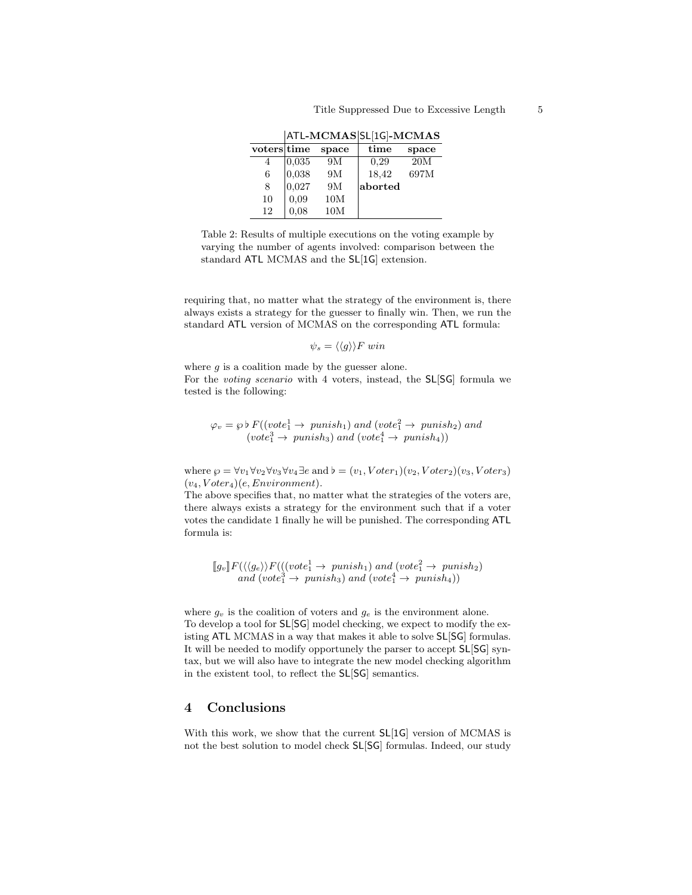| | ATL-MCMAS | | SL[1G]-MCMAS | |
|---|---|---|---|---|
| **voters** | **time** | **space** | **time** | **space** |
| 4 | 0,035 | 9M | 0,29 | 20M |
| 6 | 0,038 | 9M | 18,42 | 697M |
| 8 | 0,027 | 9M | **aborted** | |
| 10 | 0,09 | 10M | | |
| 12 | 0,08 | 10M | | |

Table 2: Results of multiple executions on the voting example by varying the number of agents involved: comparison between the standard ATL MCMAS and the SL[1G] extension.

requiring that, no matter what the strategy of the environment is, there always exists a strategy for the guesser to finally win. Then, we run the standard ATL version of MCMAS on the corresponding ATL formula:

$$\psi_s = \langle\langle g \rangle\rangle F \; win$$

where $g$ is a coalition made by the guesser alone.
For the *voting scenario* with 4 voters, instead, the SL[SG] formula we tested is the following:

$$\varphi_v = \wp \flat \, F((vote_1^1 \rightarrow \; punish_1) \; and \; (vote_1^2 \rightarrow \; punish_2) \; and \; (vote_1^3 \rightarrow \; punish_3) \; and \; (vote_1^4 \rightarrow \; punish_4))$$

where $\wp = \forall v_1 \forall v_2 \forall v_3 \forall v_4 \exists e$ and $\flat = (v_1, Voter_1)(v_2, Voter_2)(v_3, Voter_3)(v_4, Voter_4)(e, Environment)$.
The above specifies that, no matter what the strategies of the voters are, there always exists a strategy for the environment such that if a voter votes the candidate 1 finally he will be punished. The corresponding ATL formula is:

$$[\![g_v]\!] F(\langle\langle g_e \rangle\rangle F(((vote_1^1 \rightarrow \; punish_1) \; and \; (vote_1^2 \rightarrow \; punish_2) \; and \; (vote_1^3 \rightarrow \; punish_3) \; and \; (vote_1^4 \rightarrow \; punish_4))$$

where $g_v$ is the coalition of voters and $g_e$ is the environment alone.
To develop a tool for SL[SG] model checking, we expect to modify the existing ATL MCMAS in a way that makes it able to solve SL[SG] formulas. It will be needed to modify opportunely the parser to accept SL[SG] syntax, but we will also have to integrate the new model checking algorithm in the existent tool, to reflect the SL[SG] semantics.

## 4 Conclusions

With this work, we show that the current SL[1G] version of MCMAS is not the best solution to model check SL[SG] formulas. Indeed, our study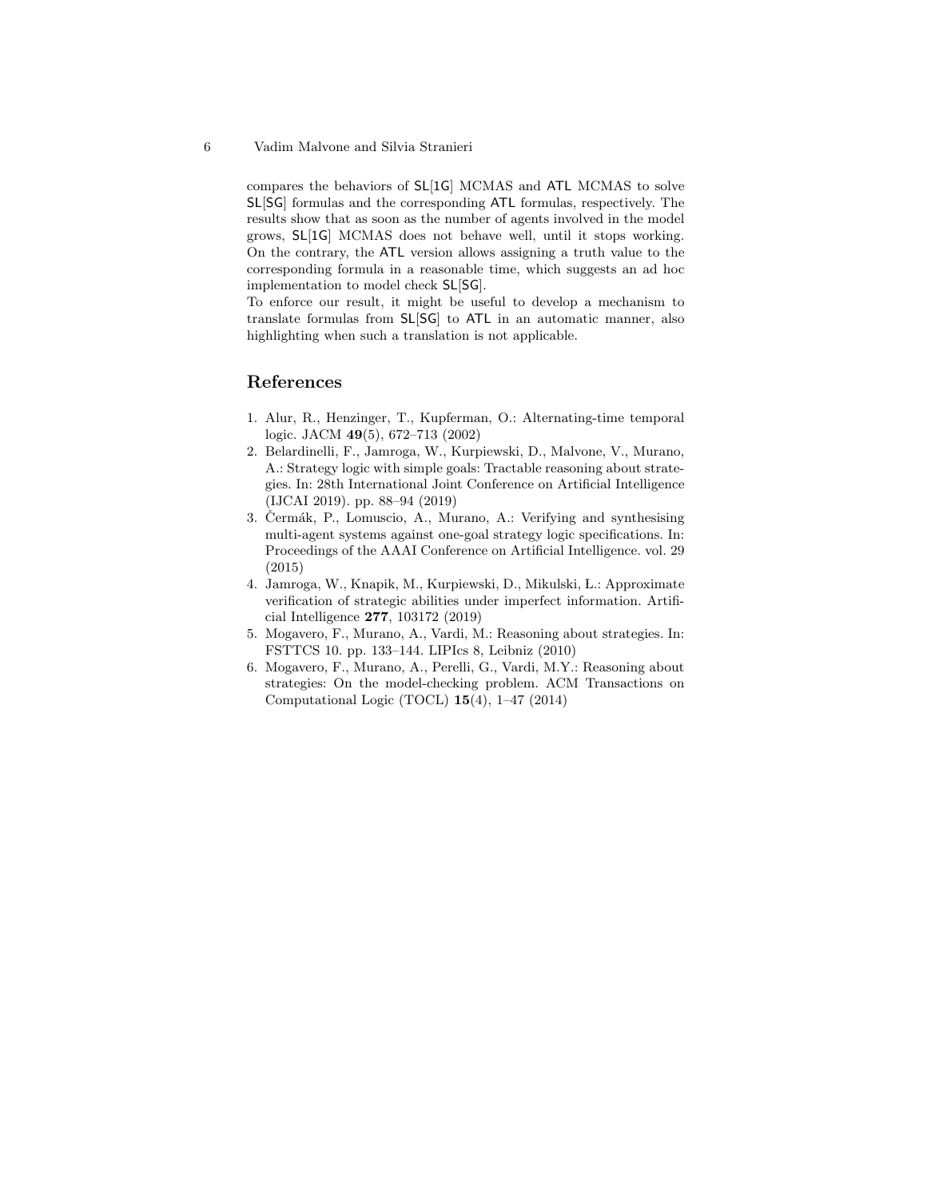compares the behaviors of SL[1G] MCMAS and ATL MCMAS to solve SL[SG] formulas and the corresponding ATL formulas, respectively. The results show that as soon as the number of agents involved in the model grows, SL[1G] MCMAS does not behave well, until it stops working. On the contrary, the ATL version allows assigning a truth value to the corresponding formula in a reasonable time, which suggests an ad hoc implementation to model check SL[SG].

To enforce our result, it might be useful to develop a mechanism to translate formulas from SL[SG] to ATL in an automatic manner, also highlighting when such a translation is not applicable.

## References

1. Alur, R., Henzinger, T., Kupferman, O.: Alternating-time temporal logic. JACM **49**(5), 672–713 (2002)
2. Belardinelli, F., Jamroga, W., Kurpiewski, D., Malvone, V., Murano, A.: Strategy logic with simple goals: Tractable reasoning about strategies. In: 28th International Joint Conference on Artificial Intelligence (IJCAI 2019). pp. 88–94 (2019)
3. Čermák, P., Lomuscio, A., Murano, A.: Verifying and synthesising multi-agent systems against one-goal strategy logic specifications. In: Proceedings of the AAAI Conference on Artificial Intelligence. vol. 29 (2015)
4. Jamroga, W., Knapik, M., Kurpiewski, D., Mikulski, Ł.: Approximate verification of strategic abilities under imperfect information. Artificial Intelligence **277**, 103172 (2019)
5. Mogavero, F., Murano, A., Vardi, M.: Reasoning about strategies. In: FSTTCS 10. pp. 133–144. LIPIcs 8, Leibniz (2010)
6. Mogavero, F., Murano, A., Perelli, G., Vardi, M.Y.: Reasoning about strategies: On the model-checking problem. ACM Transactions on Computational Logic (TOCL) **15**(4), 1–47 (2014)